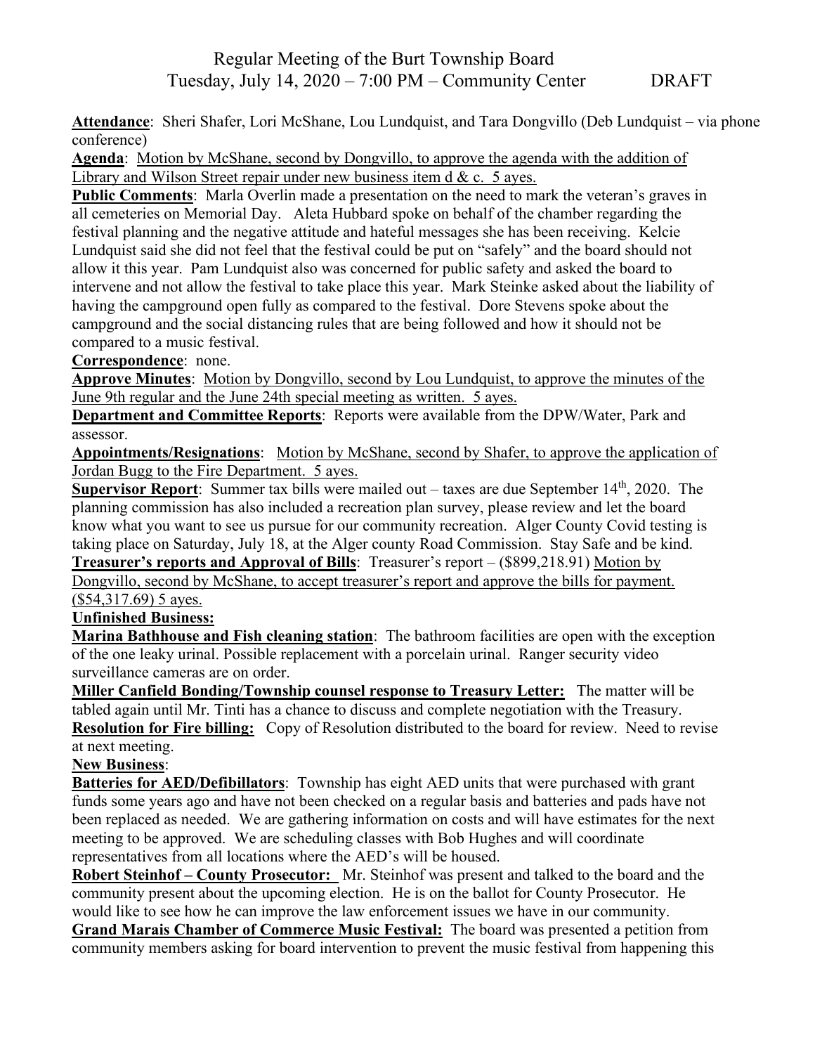# Regular Meeting of the Burt Township Board
## Tuesday, July 14, 2020 – 7:00 PM – Community Center DRAFT

**Attendance**: Sheri Shafer, Lori McShane, Lou Lundquist, and Tara Dongvillo (Deb Lundquist – via phone conference)

**Agenda**: Motion by McShane, second by Dongvillo, to approve the agenda with the addition of Library and Wilson Street repair under new business item d & c. 5 ayes.

**Public Comments**: Marla Overlin made a presentation on the need to mark the veteran's graves in all cemeteries on Memorial Day. Aleta Hubbard spoke on behalf of the chamber regarding the festival planning and the negative attitude and hateful messages she has been receiving. Kelcie Lundquist said she did not feel that the festival could be put on "safely" and the board should not allow it this year. Pam Lundquist also was concerned for public safety and asked the board to intervene and not allow the festival to take place this year. Mark Steinke asked about the liability of having the campground open fully as compared to the festival. Dore Stevens spoke about the campground and the social distancing rules that are being followed and how it should not be compared to a music festival.

**Correspondence**: none.

**Approve Minutes**: Motion by Dongvillo, second by Lou Lundquist, to approve the minutes of the June 9th regular and the June 24th special meeting as written. 5 ayes.

**Department and Committee Reports**: Reports were available from the DPW/Water, Park and assessor.

**Appointments/Resignations**: Motion by McShane, second by Shafer, to approve the application of Jordan Bugg to the Fire Department. 5 ayes.

**Supervisor Report**: Summer tax bills were mailed out – taxes are due September 14th, 2020. The planning commission has also included a recreation plan survey, please review and let the board know what you want to see us pursue for our community recreation. Alger County Covid testing is taking place on Saturday, July 18, at the Alger county Road Commission. Stay Safe and be kind.

**Treasurer's reports and Approval of Bills**: Treasurer's report – ($899,218.91) Motion by Dongvillo, second by McShane, to accept treasurer's report and approve the bills for payment. ($54,317.69) 5 ayes.

**Unfinished Business:**

**Marina Bathhouse and Fish cleaning station**: The bathroom facilities are open with the exception of the one leaky urinal. Possible replacement with a porcelain urinal. Ranger security video surveillance cameras are on order.

**Miller Canfield Bonding/Township counsel response to Treasury Letter:** The matter will be tabled again until Mr. Tinti has a chance to discuss and complete negotiation with the Treasury.

**Resolution for Fire billing:** Copy of Resolution distributed to the board for review. Need to revise at next meeting.

**New Business**:

**Batteries for AED/Defibillators**: Township has eight AED units that were purchased with grant funds some years ago and have not been checked on a regular basis and batteries and pads have not been replaced as needed. We are gathering information on costs and will have estimates for the next meeting to be approved. We are scheduling classes with Bob Hughes and will coordinate representatives from all locations where the AED's will be housed.

**Robert Steinhof – County Prosecutor:** Mr. Steinhof was present and talked to the board and the community present about the upcoming election. He is on the ballot for County Prosecutor. He would like to see how he can improve the law enforcement issues we have in our community.

**Grand Marais Chamber of Commerce Music Festival:** The board was presented a petition from community members asking for board intervention to prevent the music festival from happening this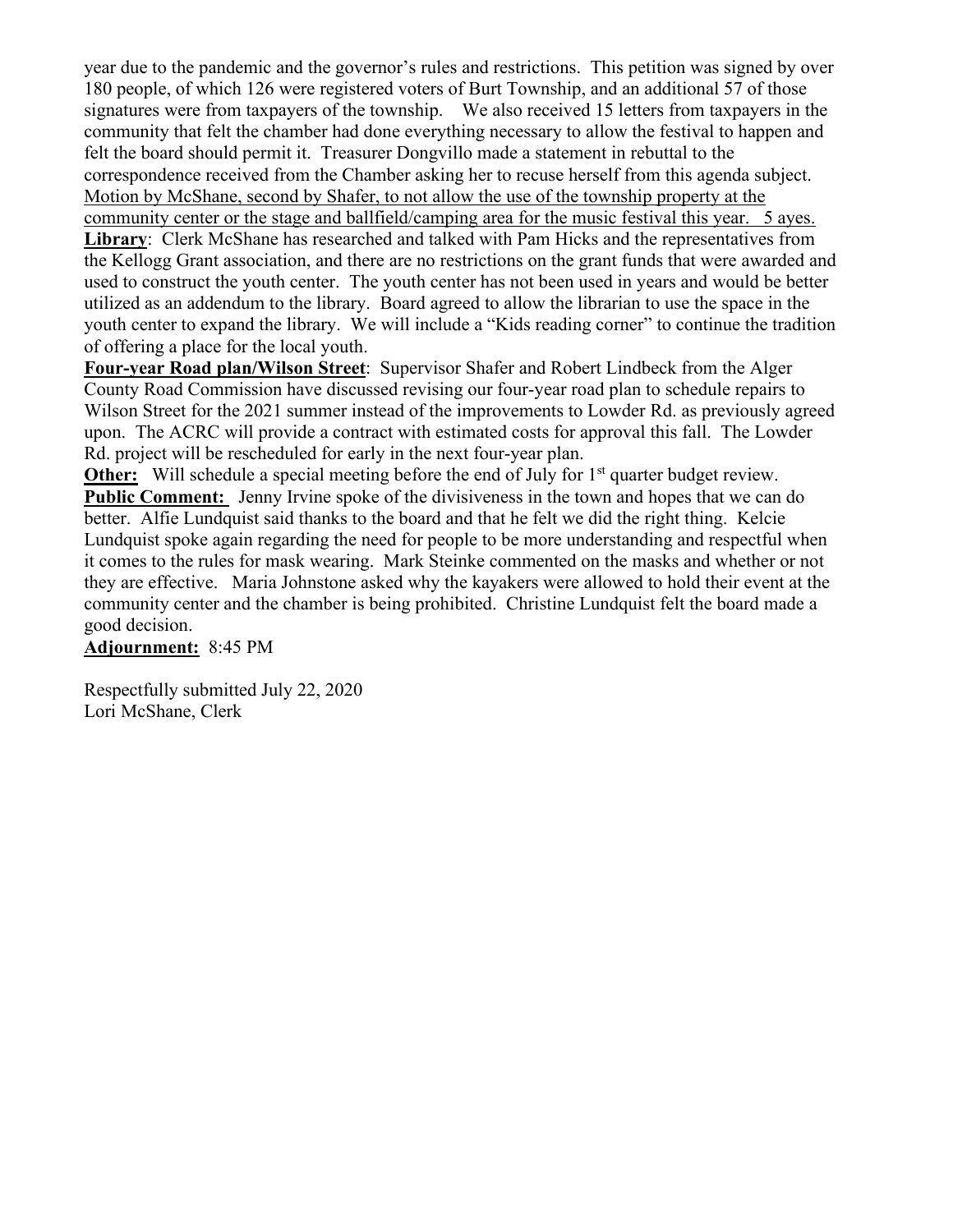year due to the pandemic and the governor's rules and restrictions. This petition was signed by over 180 people, of which 126 were registered voters of Burt Township, and an additional 57 of those signatures were from taxpayers of the township. We also received 15 letters from taxpayers in the community that felt the chamber had done everything necessary to allow the festival to happen and felt the board should permit it. Treasurer Dongvillo made a statement in rebuttal to the correspondence received from the Chamber asking her to recuse herself from this agenda subject. <u>Motion by McShane, second by Shafer, to not allow the use of the township property at the community center or the stage and ballfield/camping area for the music festival this year. 5 ayes.</u>

**Library**: Clerk McShane has researched and talked with Pam Hicks and the representatives from the Kellogg Grant association, and there are no restrictions on the grant funds that were awarded and used to construct the youth center. The youth center has not been used in years and would be better utilized as an addendum to the library. Board agreed to allow the librarian to use the space in the youth center to expand the library. We will include a "Kids reading corner" to continue the tradition of offering a place for the local youth.

**<u>Four-year Road plan/Wilson Street</u>**: Supervisor Shafer and Robert Lindbeck from the Alger County Road Commission have discussed revising our four-year road plan to schedule repairs to Wilson Street for the 2021 summer instead of the improvements to Lowder Rd. as previously agreed upon. The ACRC will provide a contract with estimated costs for approval this fall. The Lowder Rd. project will be rescheduled for early in the next four-year plan.

**<u>Other:</u>** Will schedule a special meeting before the end of July for 1st quarter budget review.

**<u>Public Comment:</u>** Jenny Irvine spoke of the divisiveness in the town and hopes that we can do better. Alfie Lundquist said thanks to the board and that he felt we did the right thing. Kelcie Lundquist spoke again regarding the need for people to be more understanding and respectful when it comes to the rules for mask wearing. Mark Steinke commented on the masks and whether or not they are effective. Maria Johnstone asked why the kayakers were allowed to hold their event at the community center and the chamber is being prohibited. Christine Lundquist felt the board made a good decision.

**<u>Adjournment:</u>** 8:45 PM

Respectfully submitted July 22, 2020
Lori McShane, Clerk